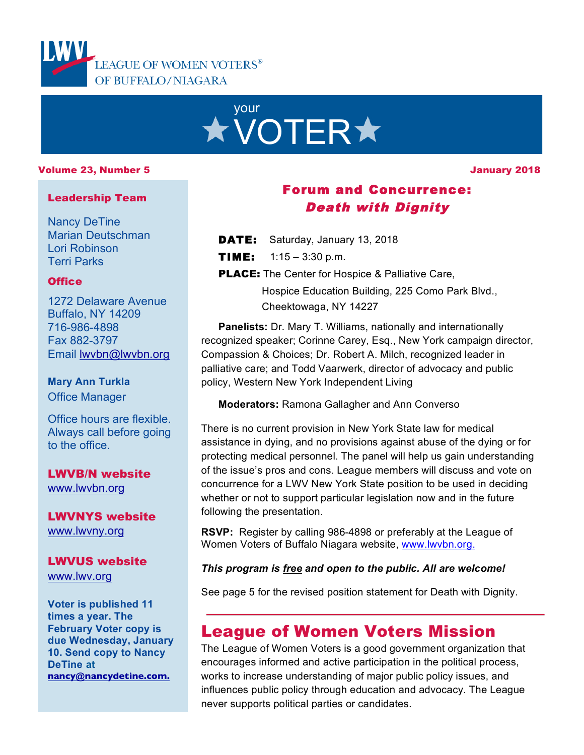# LEAGUE OF WOMEN VOTERS® OF BUFFALO/NIAGARA

# your ★VOTER★

**Volume 23, Number 5** — **January 2018**

## Forum and Concurrence: *Death with Dignity*

**DATE:** Saturday, January 13, 2018

**TIME:** 1:15 – 3:30 p.m.

**PLACE:** The Center for Hospice & Palliative Care, Hospice Education Building, 225 Como Park Blvd., Cheektowaga, NY 14227

**Panelists:** Dr. Mary T. Williams, nationally and internationally recognized speaker; Corinne Carey, Esq., New York campaign director, Compassion & Choices; Dr. Robert A. Milch, recognized leader in palliative care; and Todd Vaarwerk, director of advocacy and public policy, Western New York Independent Living

**Moderators:** Ramona Gallagher and Ann Converso

There is no current provision in New York State law for medical assistance in dying, and no provisions against abuse of the dying or for protecting medical personnel. The panel will help us gain understanding of the issue's pros and cons. League members will discuss and vote on concurrence for a LWV New York State position to be used in deciding whether or not to support particular legislation now and in the future following the presentation.

**RSVP:** Register by calling 986-4898 or preferably at the League of Women Voters of Buffalo Niagara website, www.lwvbn.org.

***This program is free and open to the public. All are welcome!***

See page 5 for the revised position statement for Death with Dignity.

---

## League of Women Voters Mission

The League of Women Voters is a good government organization that encourages informed and active participation in the political process, works to increase understanding of major public policy issues, and influences public policy through education and advocacy. The League never supports political parties or candidates.

---

### Leadership Team

Nancy DeTine
Marian Deutschman
Lori Robinson
Terri Parks

### Office

1272 Delaware Avenue
Buffalo, NY 14209
716-986-4898
Fax 882-3797
Email lwvbn@lwvbn.org

**Mary Ann Turkla**
Office Manager

Office hours are flexible. Always call before going to the office.

### LWVB/N website

www.lwvbn.org

### LWVNYS website

www.lwvny.org

### LWVUS website

www.lwv.org

**Voter is published 11 times a year. The February Voter copy is due Wednesday, January 10. Send copy to Nancy DeTine at nancy@nancydetine.com.**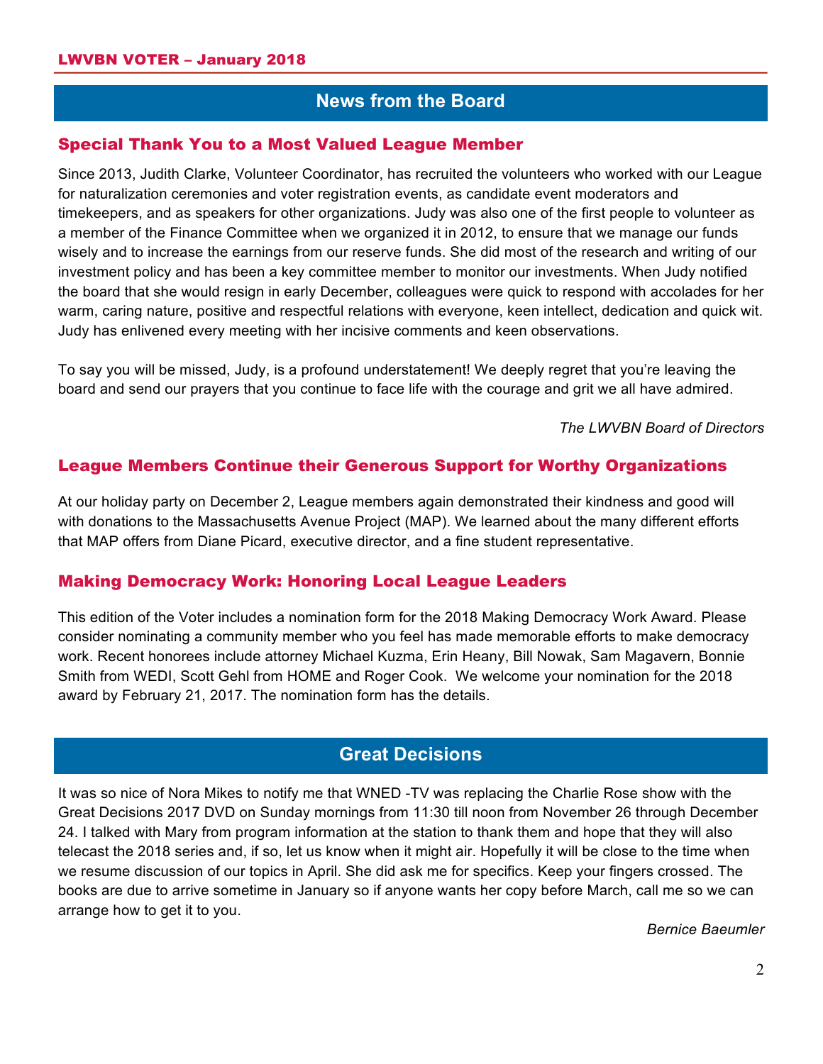## News from the Board

### Special Thank You to a Most Valued League Member

Since 2013, Judith Clarke, Volunteer Coordinator, has recruited the volunteers who worked with our League for naturalization ceremonies and voter registration events, as candidate event moderators and timekeepers, and as speakers for other organizations. Judy was also one of the first people to volunteer as a member of the Finance Committee when we organized it in 2012, to ensure that we manage our funds wisely and to increase the earnings from our reserve funds. She did most of the research and writing of our investment policy and has been a key committee member to monitor our investments. When Judy notified the board that she would resign in early December, colleagues were quick to respond with accolades for her warm, caring nature, positive and respectful relations with everyone, keen intellect, dedication and quick wit. Judy has enlivened every meeting with her incisive comments and keen observations.

To say you will be missed, Judy, is a profound understatement! We deeply regret that you're leaving the board and send our prayers that you continue to face life with the courage and grit we all have admired.

*The LWVBN Board of Directors*

### League Members Continue their Generous Support for Worthy Organizations

At our holiday party on December 2, League members again demonstrated their kindness and good will with donations to the Massachusetts Avenue Project (MAP). We learned about the many different efforts that MAP offers from Diane Picard, executive director, and a fine student representative.

### Making Democracy Work: Honoring Local League Leaders

This edition of the Voter includes a nomination form for the 2018 Making Democracy Work Award. Please consider nominating a community member who you feel has made memorable efforts to make democracy work. Recent honorees include attorney Michael Kuzma, Erin Heany, Bill Nowak, Sam Magavern, Bonnie Smith from WEDI, Scott Gehl from HOME and Roger Cook. We welcome your nomination for the 2018 award by February 21, 2017. The nomination form has the details.

## Great Decisions

It was so nice of Nora Mikes to notify me that WNED -TV was replacing the Charlie Rose show with the Great Decisions 2017 DVD on Sunday mornings from 11:30 till noon from November 26 through December 24. I talked with Mary from program information at the station to thank them and hope that they will also telecast the 2018 series and, if so, let us know when it might air. Hopefully it will be close to the time when we resume discussion of our topics in April. She did ask me for specifics. Keep your fingers crossed. The books are due to arrive sometime in January so if anyone wants her copy before March, call me so we can arrange how to get it to you.

*Bernice Baeumler*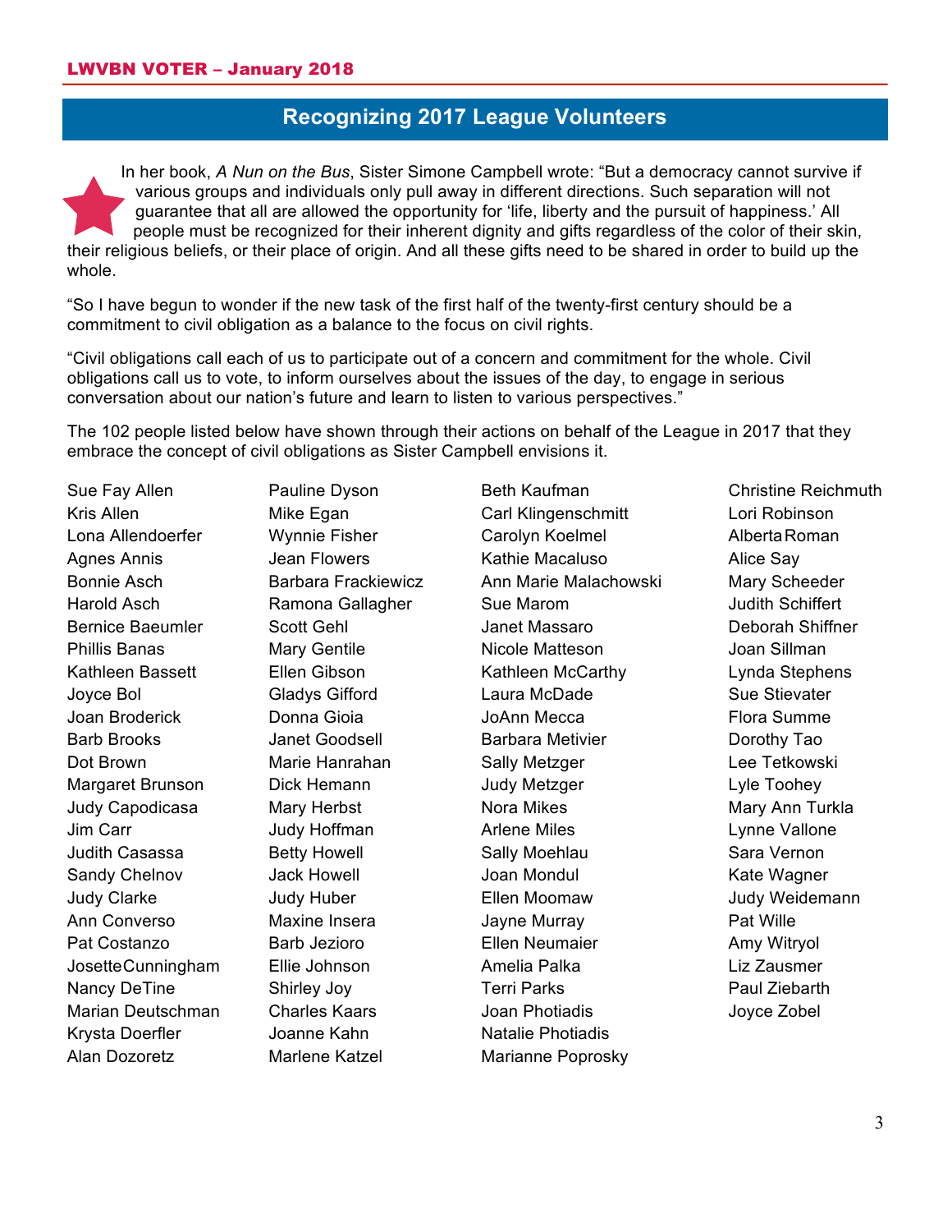## Recognizing 2017 League Volunteers

In her book, *A Nun on the Bus*, Sister Simone Campbell wrote: "But a democracy cannot survive if various groups and individuals only pull away in different directions. Such separation will not guarantee that all are allowed the opportunity for 'life, liberty and the pursuit of happiness.' All people must be recognized for their inherent dignity and gifts regardless of the color of their skin, their religious beliefs, or their place of origin. And all these gifts need to be shared in order to build up the whole.

"So I have begun to wonder if the new task of the first half of the twenty-first century should be a commitment to civil obligation as a balance to the focus on civil rights.

"Civil obligations call each of us to participate out of a concern and commitment for the whole. Civil obligations call us to vote, to inform ourselves about the issues of the day, to engage in serious conversation about our nation's future and learn to listen to various perspectives."

The 102 people listed below have shown through their actions on behalf of the League in 2017 that they embrace the concept of civil obligations as Sister Campbell envisions it.

Sue Fay Allen
Kris Allen
Lona Allendoerfer
Agnes Annis
Bonnie Asch
Harold Asch
Bernice Baeumler
Phillis Banas
Kathleen Bassett
Joyce Bol
Joan Broderick
Barb Brooks
Dot Brown
Margaret Brunson
Judy Capodicasa
Jim Carr
Judith Casassa
Sandy Chelnov
Judy Clarke
Ann Converso
Pat Costanzo
Josette Cunningham
Nancy DeTine
Marian Deutschman
Krysta Doerfler
Alan Dozoretz
Pauline Dyson
Mike Egan
Wynnie Fisher
Jean Flowers
Barbara Frackiewicz
Ramona Gallagher
Scott Gehl
Mary Gentile
Ellen Gibson
Gladys Gifford
Donna Gioia
Janet Goodsell
Marie Hanrahan
Dick Hemann
Mary Herbst
Judy Hoffman
Betty Howell
Jack Howell
Judy Huber
Maxine Insera
Barb Jezioro
Ellie Johnson
Shirley Joy
Charles Kaars
Joanne Kahn
Marlene Katzel
Beth Kaufman
Carl Klingenschmitt
Carolyn Koelmel
Kathie Macaluso
Ann Marie Malachowski
Sue Marom
Janet Massaro
Nicole Matteson
Kathleen McCarthy
Laura McDade
JoAnn Mecca
Barbara Metivier
Sally Metzger
Judy Metzger
Nora Mikes
Arlene Miles
Sally Moehlau
Joan Mondul
Ellen Moomaw
Jayne Murray
Ellen Neumaier
Amelia Palka
Terri Parks
Joan Photiadis
Natalie Photiadis
Marianne Poprosky
Christine Reichmuth
Lori Robinson
Alberta Roman
Alice Say
Mary Scheeder
Judith Schiffert
Deborah Shiffner
Joan Sillman
Lynda Stephens
Sue Stievater
Flora Summe
Dorothy Tao
Lee Tetkowski
Lyle Toohey
Mary Ann Turkla
Lynne Vallone
Sara Vernon
Kate Wagner
Judy Weidemann
Pat Wille
Amy Witryol
Liz Zausmer
Paul Ziebarth
Joyce Zobel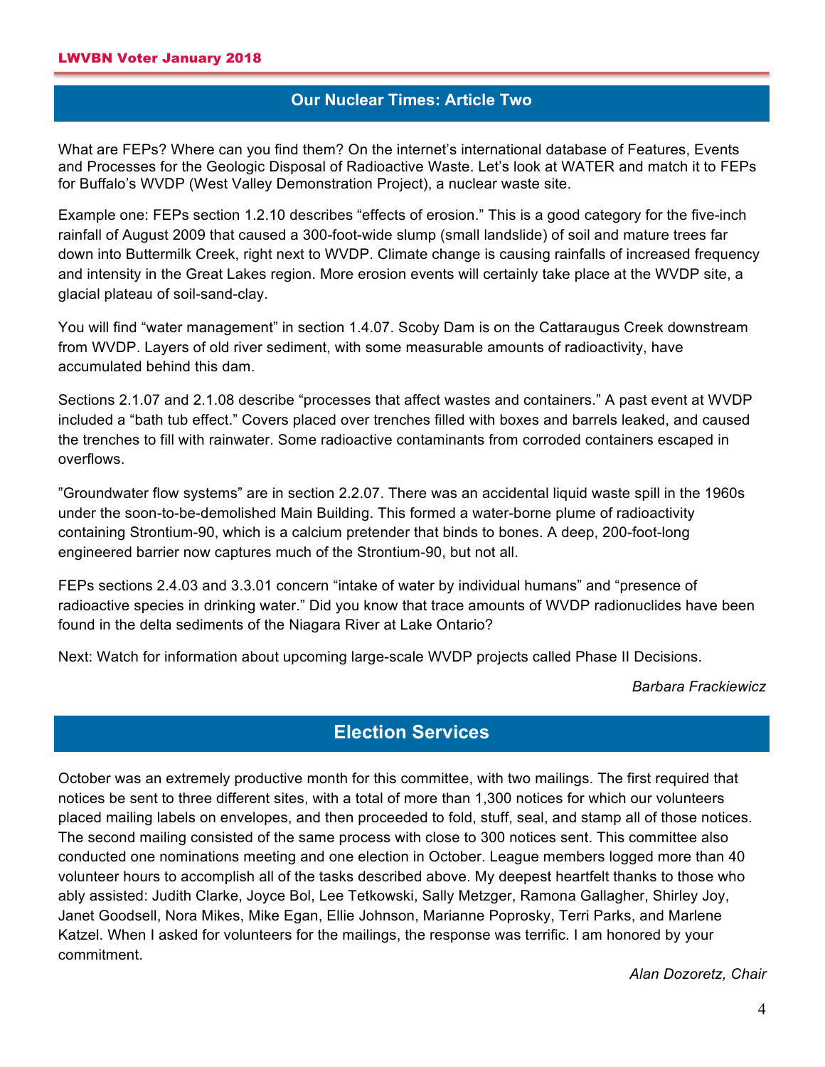## Our Nuclear Times: Article Two

What are FEPs? Where can you find them? On the internet's international database of Features, Events and Processes for the Geologic Disposal of Radioactive Waste. Let's look at WATER and match it to FEPs for Buffalo's WVDP (West Valley Demonstration Project), a nuclear waste site.

Example one: FEPs section 1.2.10 describes "effects of erosion." This is a good category for the five-inch rainfall of August 2009 that caused a 300-foot-wide slump (small landslide) of soil and mature trees far down into Buttermilk Creek, right next to WVDP. Climate change is causing rainfalls of increased frequency and intensity in the Great Lakes region. More erosion events will certainly take place at the WVDP site, a glacial plateau of soil-sand-clay.

You will find "water management" in section 1.4.07. Scoby Dam is on the Cattaraugus Creek downstream from WVDP. Layers of old river sediment, with some measurable amounts of radioactivity, have accumulated behind this dam.

Sections 2.1.07 and 2.1.08 describe "processes that affect wastes and containers." A past event at WVDP included a "bath tub effect." Covers placed over trenches filled with boxes and barrels leaked, and caused the trenches to fill with rainwater. Some radioactive contaminants from corroded containers escaped in overflows.

"Groundwater flow systems" are in section 2.2.07. There was an accidental liquid waste spill in the 1960s under the soon-to-be-demolished Main Building. This formed a water-borne plume of radioactivity containing Strontium-90, which is a calcium pretender that binds to bones. A deep, 200-foot-long engineered barrier now captures much of the Strontium-90, but not all.

FEPs sections 2.4.03 and 3.3.01 concern "intake of water by individual humans" and "presence of radioactive species in drinking water." Did you know that trace amounts of WVDP radionuclides have been found in the delta sediments of the Niagara River at Lake Ontario?

Next: Watch for information about upcoming large-scale WVDP projects called Phase II Decisions.

*Barbara Frackiewicz*

## Election Services

October was an extremely productive month for this committee, with two mailings. The first required that notices be sent to three different sites, with a total of more than 1,300 notices for which our volunteers placed mailing labels on envelopes, and then proceeded to fold, stuff, seal, and stamp all of those notices. The second mailing consisted of the same process with close to 300 notices sent. This committee also conducted one nominations meeting and one election in October. League members logged more than 40 volunteer hours to accomplish all of the tasks described above. My deepest heartfelt thanks to those who ably assisted: Judith Clarke, Joyce Bol, Lee Tetkowski, Sally Metzger, Ramona Gallagher, Shirley Joy, Janet Goodsell, Nora Mikes, Mike Egan, Ellie Johnson, Marianne Poprosky, Terri Parks, and Marlene Katzel. When I asked for volunteers for the mailings, the response was terrific. I am honored by your commitment.

*Alan Dozoretz, Chair*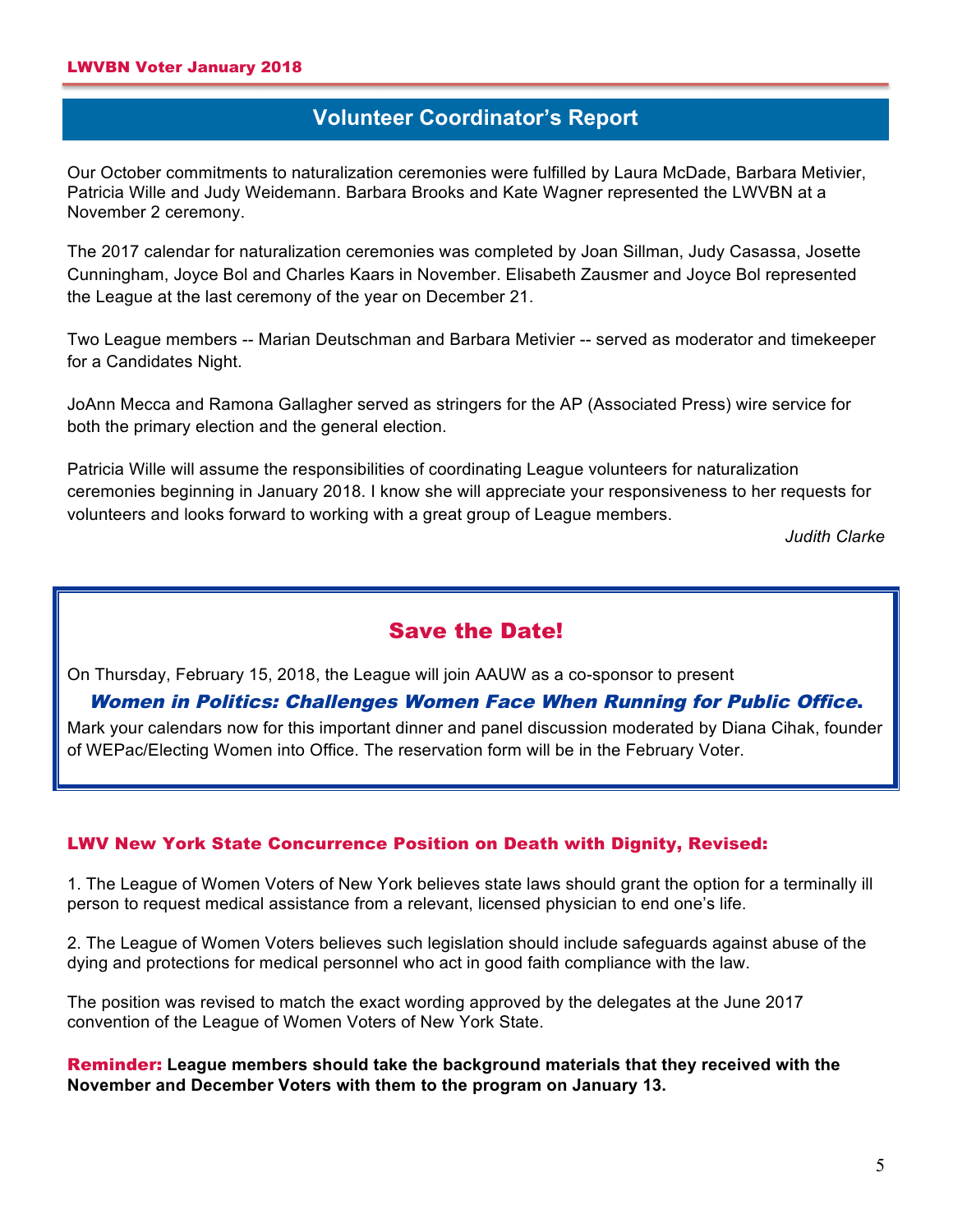## Volunteer Coordinator's Report

Our October commitments to naturalization ceremonies were fulfilled by Laura McDade, Barbara Metivier, Patricia Wille and Judy Weidemann. Barbara Brooks and Kate Wagner represented the LWVBN at a November 2 ceremony.

The 2017 calendar for naturalization ceremonies was completed by Joan Sillman, Judy Casassa, Josette Cunningham, Joyce Bol and Charles Kaars in November. Elisabeth Zausmer and Joyce Bol represented the League at the last ceremony of the year on December 21.

Two League members -- Marian Deutschman and Barbara Metivier -- served as moderator and timekeeper for a Candidates Night.

JoAnn Mecca and Ramona Gallagher served as stringers for the AP (Associated Press) wire service for both the primary election and the general election.

Patricia Wille will assume the responsibilities of coordinating League volunteers for naturalization ceremonies beginning in January 2018. I know she will appreciate your responsiveness to her requests for volunteers and looks forward to working with a great group of League members.

*Judith Clarke*

## Save the Date!

On Thursday, February 15, 2018, the League will join AAUW as a co-sponsor to present

***Women in Politics: Challenges Women Face When Running for Public Office.***

Mark your calendars now for this important dinner and panel discussion moderated by Diana Cihak, founder of WEPac/Electing Women into Office. The reservation form will be in the February Voter.

### LWV New York State Concurrence Position on Death with Dignity, Revised:

1. The League of Women Voters of New York believes state laws should grant the option for a terminally ill person to request medical assistance from a relevant, licensed physician to end one's life.

2. The League of Women Voters believes such legislation should include safeguards against abuse of the dying and protections for medical personnel who act in good faith compliance with the law.

The position was revised to match the exact wording approved by the delegates at the June 2017 convention of the League of Women Voters of New York State.

**Reminder: League members should take the background materials that they received with the November and December Voters with them to the program on January 13.**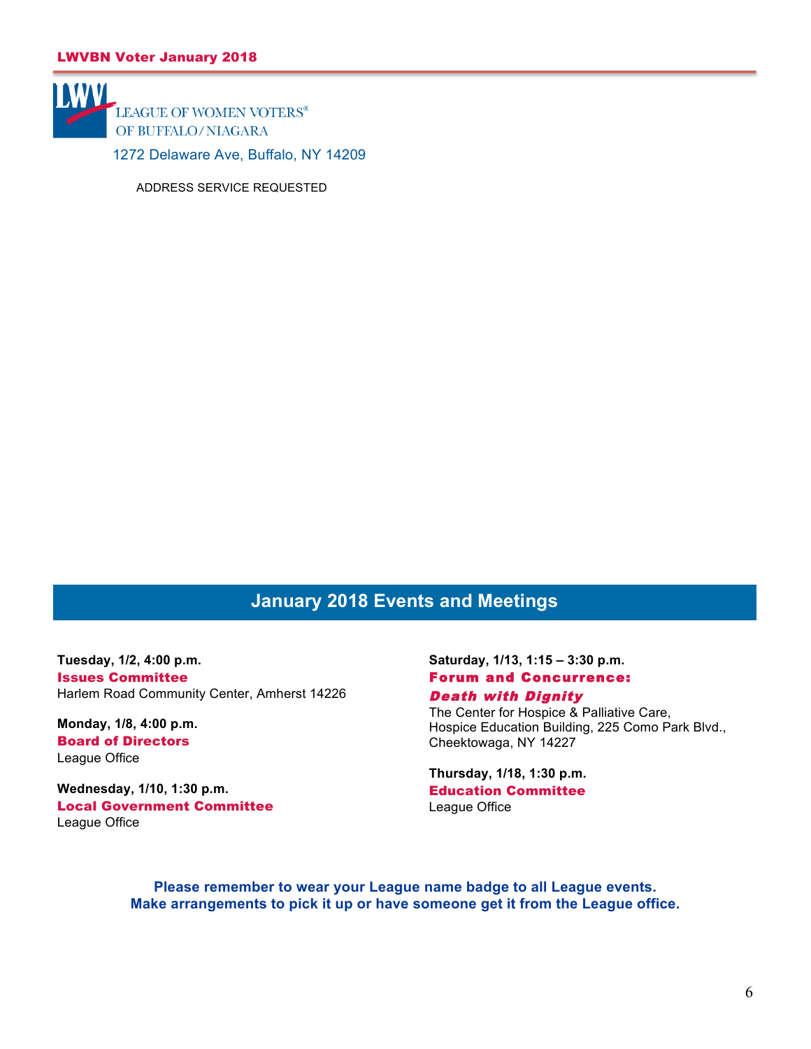LEAGUE OF WOMEN VOTERS®
OF BUFFALO/NIAGARA

1272 Delaware Ave, Buffalo, NY 14209

ADDRESS SERVICE REQUESTED

## January 2018 Events and Meetings

**Tuesday, 1/2, 4:00 p.m.**
**Issues Committee**
Harlem Road Community Center, Amherst 14226

**Monday, 1/8, 4:00 p.m.**
**Board of Directors**
League Office

**Wednesday, 1/10, 1:30 p.m.**
**Local Government Committee**
League Office

**Saturday, 1/13, 1:15 – 3:30 p.m.**
**Forum and Concurrence:**
***Death with Dignity***
The Center for Hospice & Palliative Care,
Hospice Education Building, 225 Como Park Blvd.,
Cheektowaga, NY 14227

**Thursday, 1/18, 1:30 p.m.**
**Education Committee**
League Office

**Please remember to wear your League name badge to all League events.**
**Make arrangements to pick it up or have someone get it from the League office.**